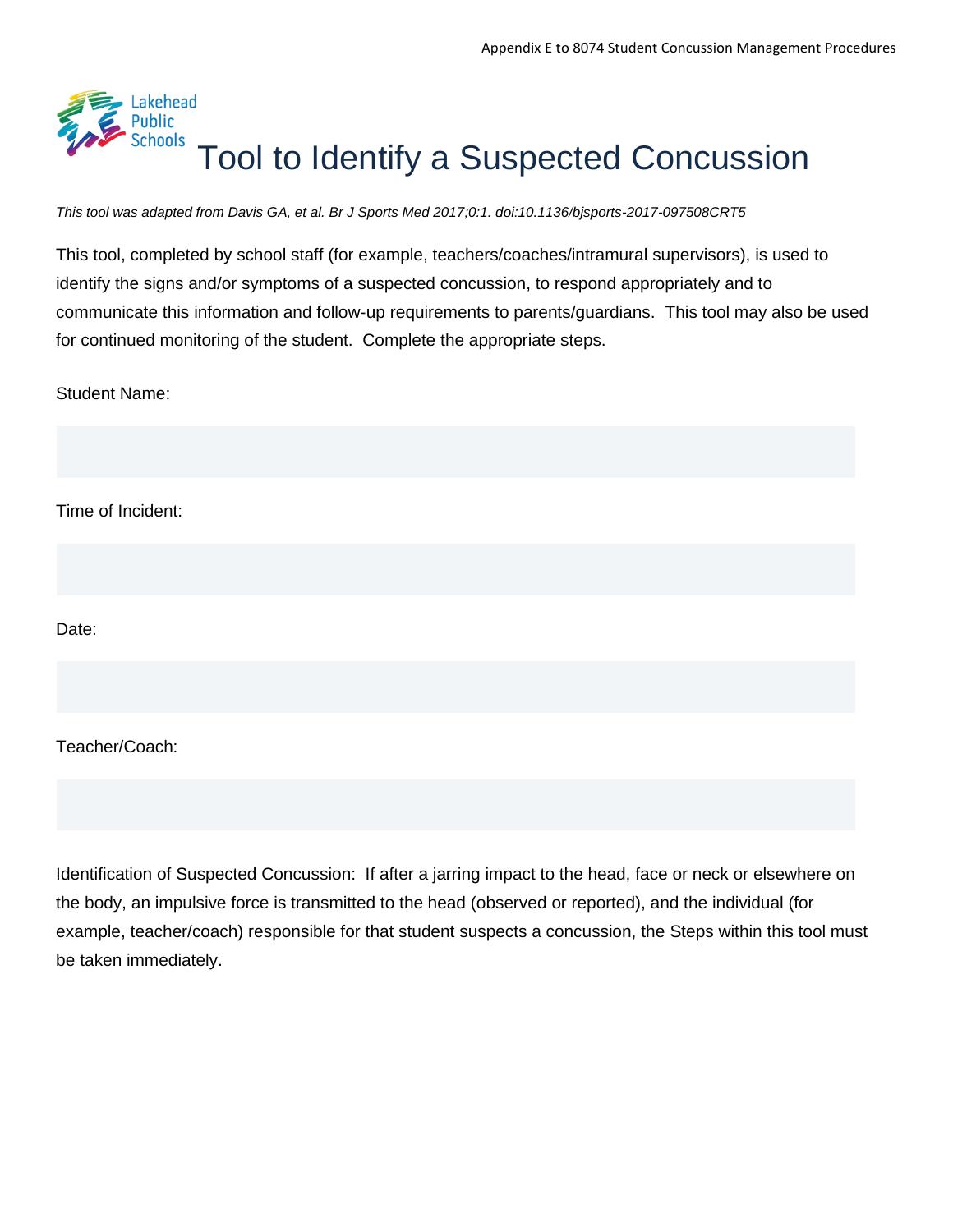Lakehead Public Schools

# Tool to Identify a Suspected Concussion

*This tool was adapted from Davis GA, et al. Br J Sports Med 2017;0:1. doi:10.1136/bjsports-2017-097508CRT5*

This tool, completed by school staff (for example, teachers/coaches/intramural supervisors), is used to identify the signs and/or symptoms of a suspected concussion, to respond appropriately and to communicate this information and follow-up requirements to parents/guardians. This tool may also be used for continued monitoring of the student. Complete the appropriate steps.

Student Name:

Time of Incident:

Date:

Teacher/Coach:

Identification of Suspected Concussion: If after a jarring impact to the head, face or neck or elsewhere on the body, an impulsive force is transmitted to the head (observed or reported), and the individual (for example, teacher/coach) responsible for that student suspects a concussion, the Steps within this tool must be taken immediately.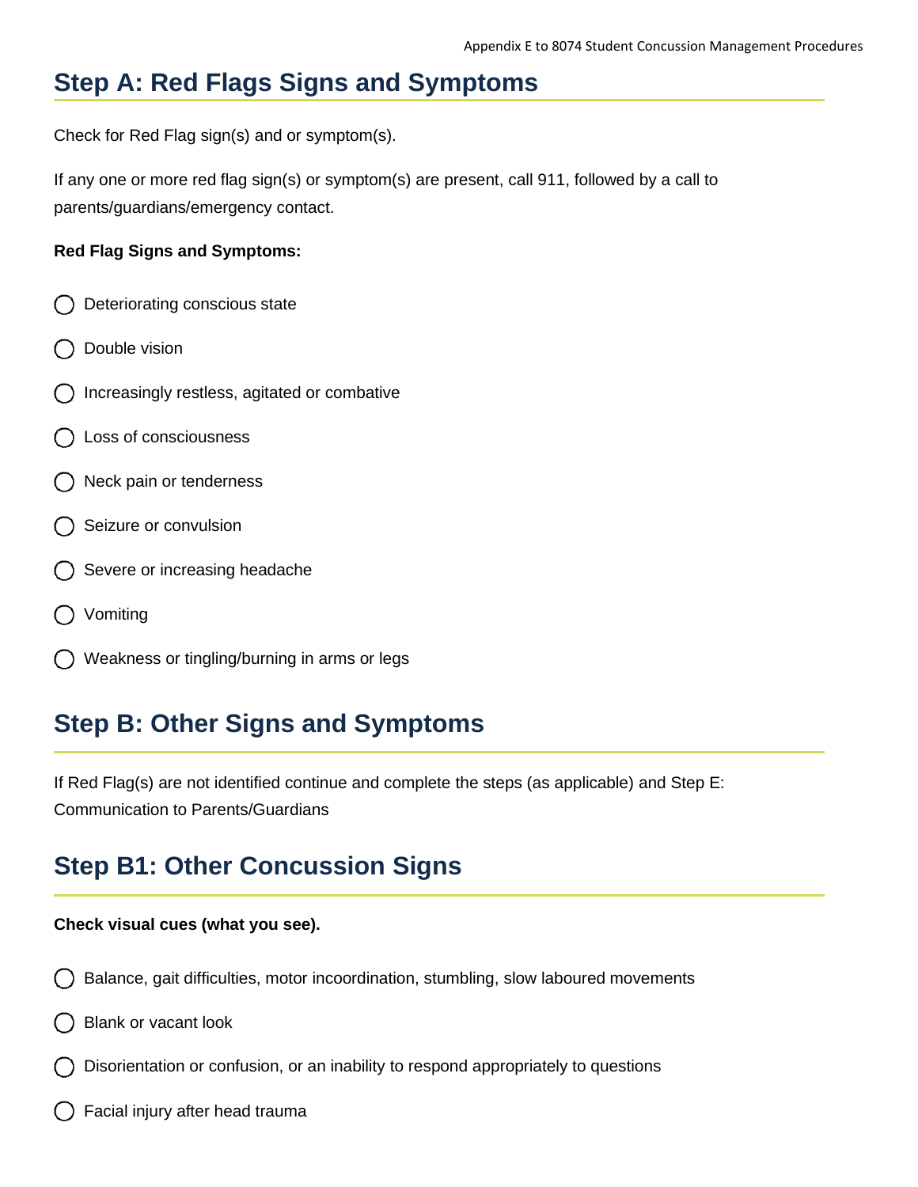## Step A: Red Flags Signs and Symptoms

Check for Red Flag sign(s) and or symptom(s).

If any one or more red flag sign(s) or symptom(s) are present, call 911, followed by a call to parents/guardians/emergency contact.

**Red Flag Signs and Symptoms:**

- ◯ Deteriorating conscious state
- ◯ Double vision
- ◯ Increasingly restless, agitated or combative
- ◯ Loss of consciousness
- ◯ Neck pain or tenderness
- ◯ Seizure or convulsion
- ◯ Severe or increasing headache
- ◯ Vomiting
- ◯ Weakness or tingling/burning in arms or legs

## Step B: Other Signs and Symptoms

If Red Flag(s) are not identified continue and complete the steps (as applicable) and Step E: Communication to Parents/Guardians

## Step B1: Other Concussion Signs

**Check visual cues (what you see).**

- ◯ Balance, gait difficulties, motor incoordination, stumbling, slow laboured movements
- ◯ Blank or vacant look
- ◯ Disorientation or confusion, or an inability to respond appropriately to questions
- ◯ Facial injury after head trauma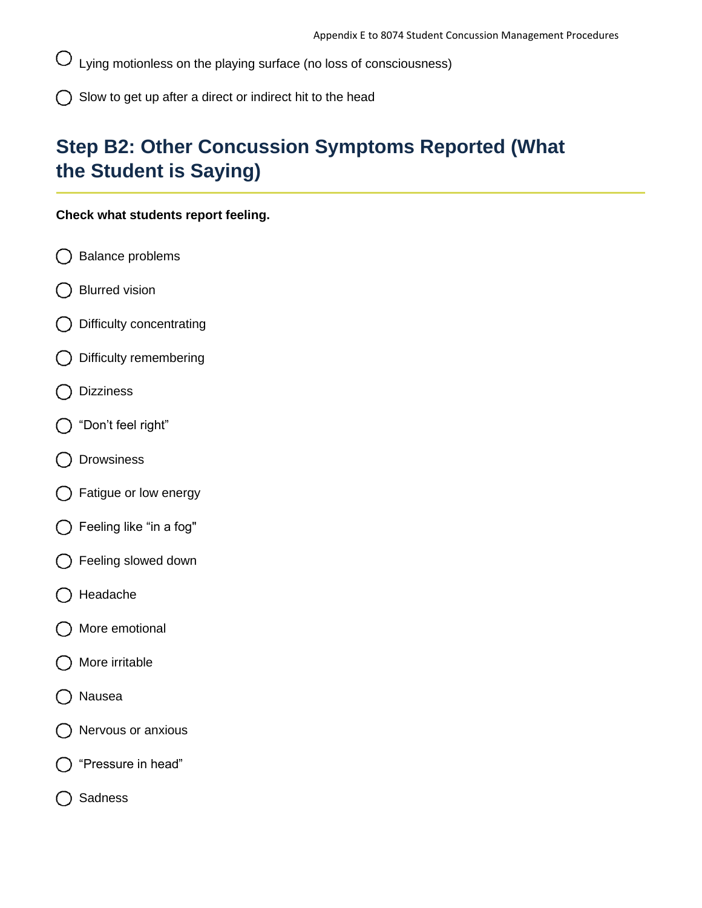- ◯ Lying motionless on the playing surface (no loss of consciousness)
- ◯ Slow to get up after a direct or indirect hit to the head

## Step B2: Other Concussion Symptoms Reported (What the Student is Saying)

**Check what students report feeling.**

- ◯ Balance problems
- ◯ Blurred vision
- ◯ Difficulty concentrating
- ◯ Difficulty remembering
- ◯ Dizziness
- ◯ "Don't feel right"
- ◯ Drowsiness
- ◯ Fatigue or low energy
- ◯ Feeling like "in a fog"
- ◯ Feeling slowed down
- ◯ Headache
- ◯ More emotional
- ◯ More irritable
- ◯ Nausea
- ◯ Nervous or anxious
- ◯ "Pressure in head"
- ◯ Sadness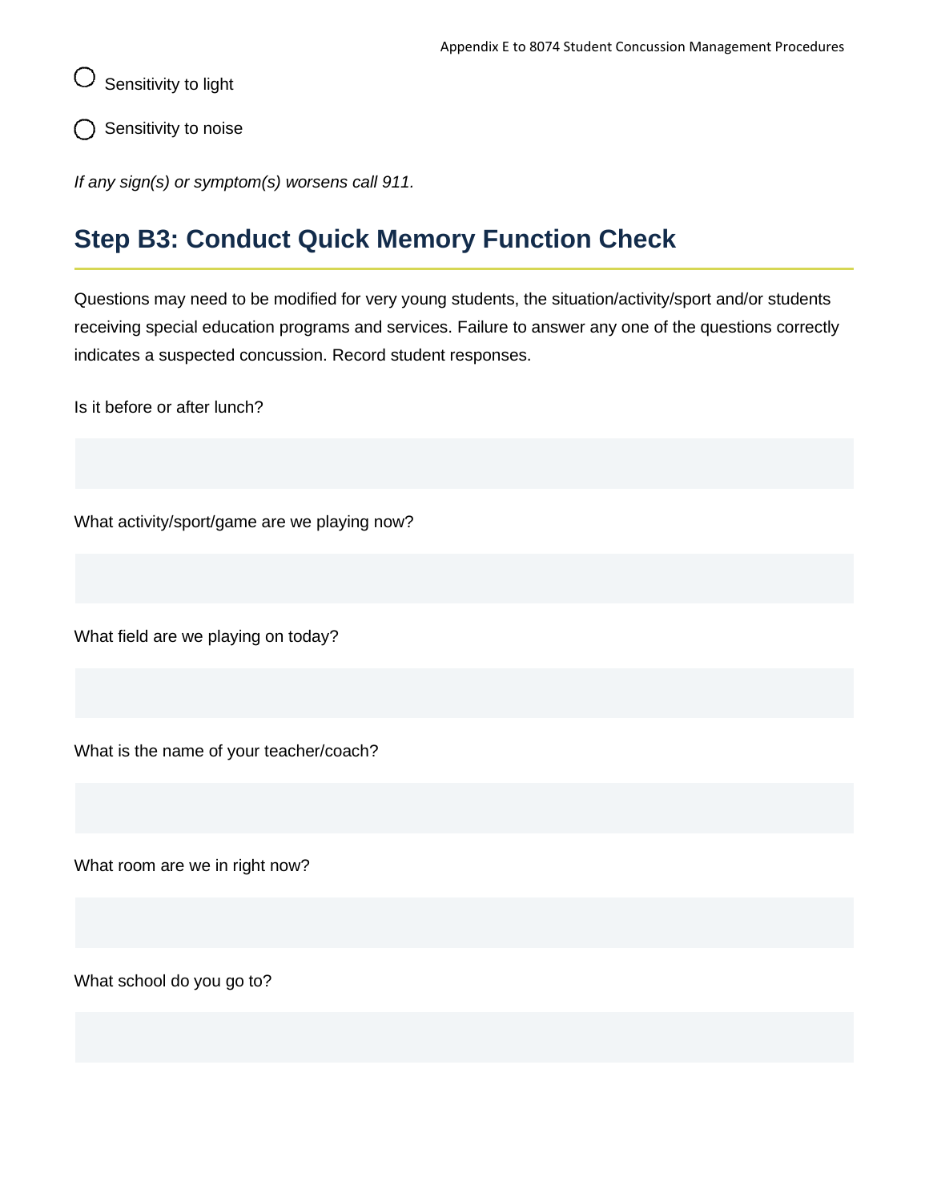- [ ] Sensitivity to light
- [ ] Sensitivity to noise

*If any sign(s) or symptom(s) worsens call 911.*

## Step B3: Conduct Quick Memory Function Check

Questions may need to be modified for very young students, the situation/activity/sport and/or students receiving special education programs and services. Failure to answer any one of the questions correctly indicates a suspected concussion. Record student responses.

Is it before or after lunch?

What activity/sport/game are we playing now?

What field are we playing on today?

What is the name of your teacher/coach?

What room are we in right now?

What school do you go to?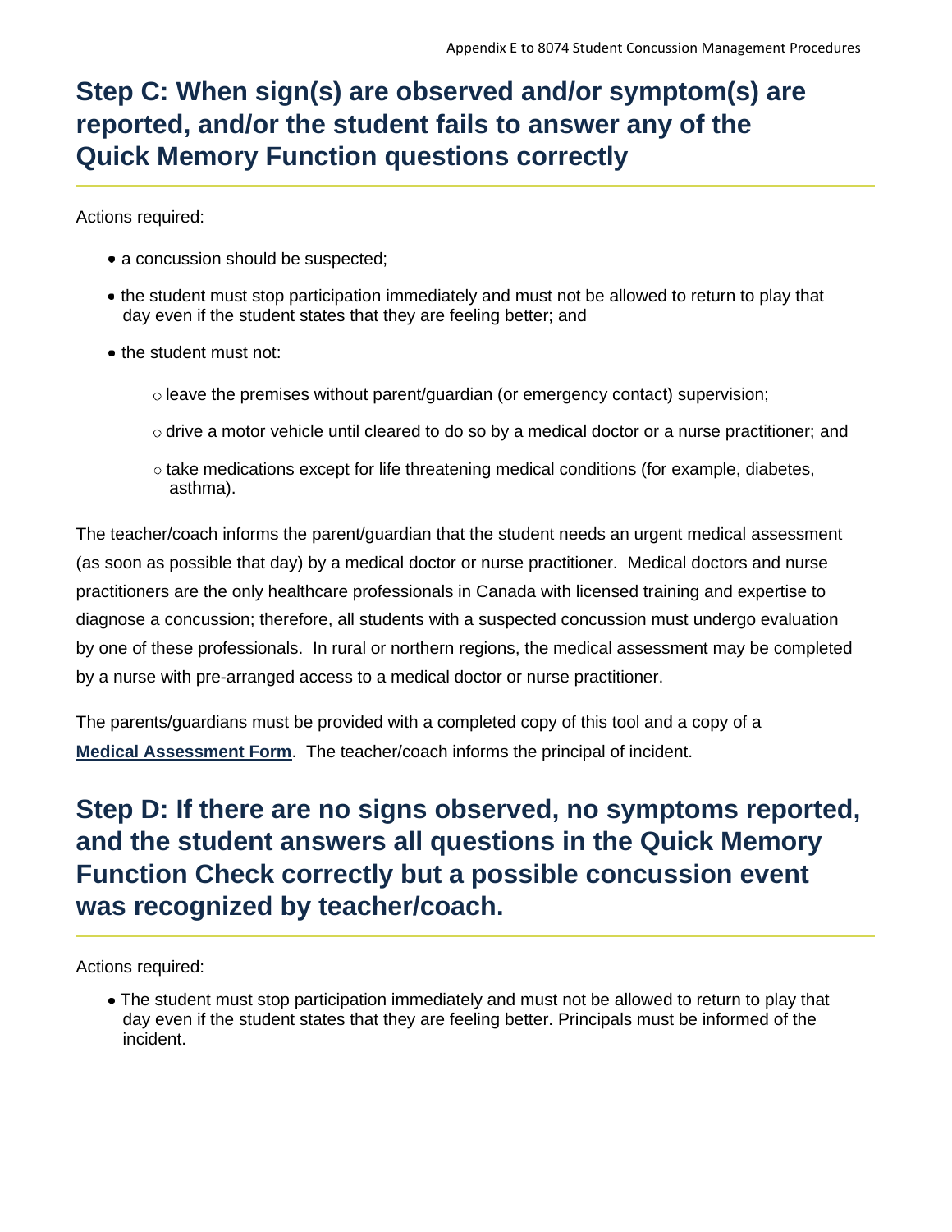## Step C: When sign(s) are observed and/or symptom(s) are reported, and/or the student fails to answer any of the Quick Memory Function questions correctly

Actions required:

- a concussion should be suspected;
- the student must stop participation immediately and must not be allowed to return to play that day even if the student states that they are feeling better; and
- the student must not:
  - leave the premises without parent/guardian (or emergency contact) supervision;
  - drive a motor vehicle until cleared to do so by a medical doctor or a nurse practitioner; and
  - take medications except for life threatening medical conditions (for example, diabetes, asthma).

The teacher/coach informs the parent/guardian that the student needs an urgent medical assessment (as soon as possible that day) by a medical doctor or nurse practitioner. Medical doctors and nurse practitioners are the only healthcare professionals in Canada with licensed training and expertise to diagnose a concussion; therefore, all students with a suspected concussion must undergo evaluation by one of these professionals. In rural or northern regions, the medical assessment may be completed by a nurse with pre-arranged access to a medical doctor or nurse practitioner.

The parents/guardians must be provided with a completed copy of this tool and a copy of a **Medical Assessment Form**. The teacher/coach informs the principal of incident.

## Step D: If there are no signs observed, no symptoms reported, and the student answers all questions in the Quick Memory Function Check correctly but a possible concussion event was recognized by teacher/coach.

Actions required:

- The student must stop participation immediately and must not be allowed to return to play that day even if the student states that they are feeling better. Principals must be informed of the incident.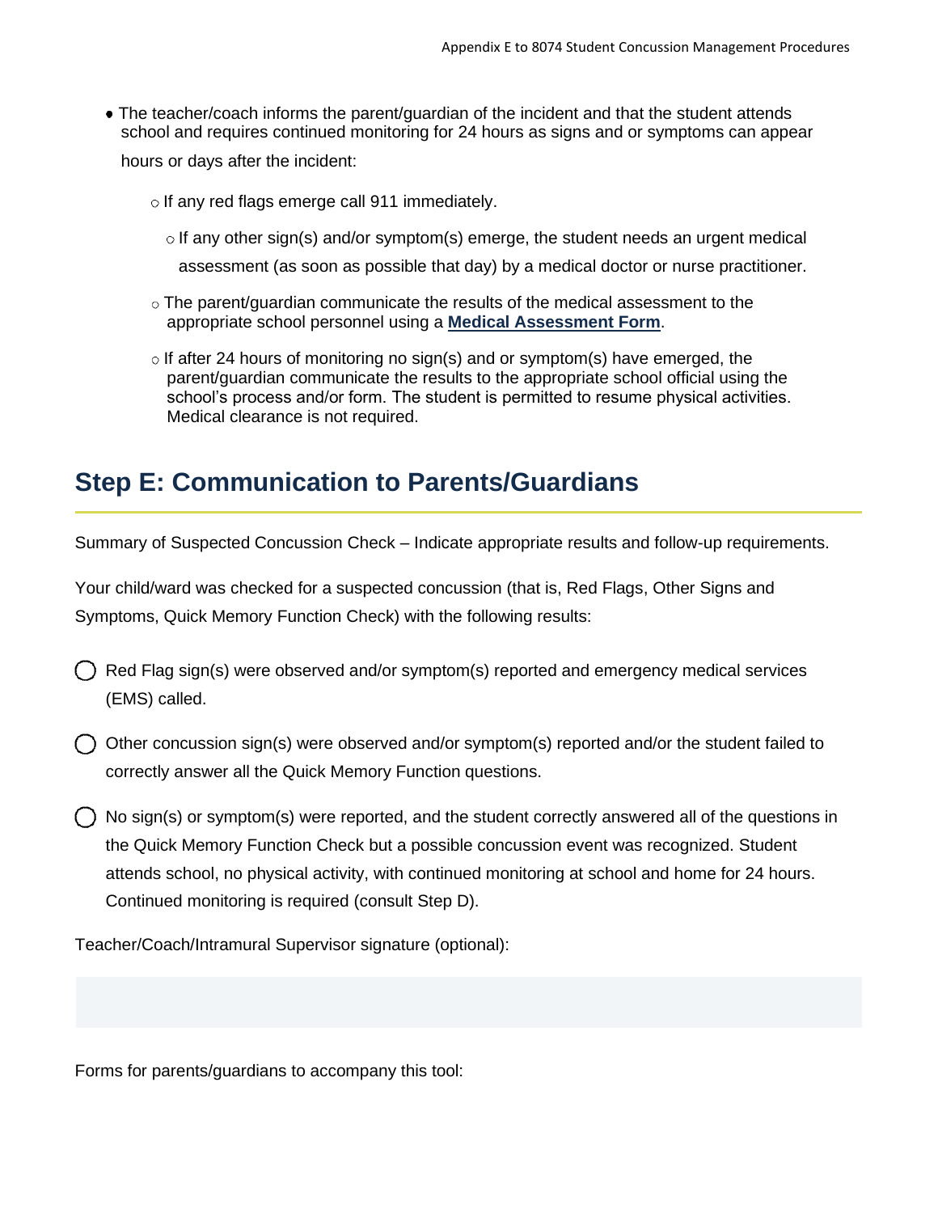- The teacher/coach informs the parent/guardian of the incident and that the student attends school and requires continued monitoring for 24 hours as signs and or symptoms can appear hours or days after the incident:
  - If any red flags emerge call 911 immediately.
  - If any other sign(s) and/or symptom(s) emerge, the student needs an urgent medical assessment (as soon as possible that day) by a medical doctor or nurse practitioner.
  - The parent/guardian communicate the results of the medical assessment to the appropriate school personnel using a **Medical Assessment Form**.
  - If after 24 hours of monitoring no sign(s) and or symptom(s) have emerged, the parent/guardian communicate the results to the appropriate school official using the school's process and/or form. The student is permitted to resume physical activities. Medical clearance is not required.

## Step E: Communication to Parents/Guardians

Summary of Suspected Concussion Check – Indicate appropriate results and follow-up requirements.

Your child/ward was checked for a suspected concussion (that is, Red Flags, Other Signs and Symptoms, Quick Memory Function Check) with the following results:

- ◯ Red Flag sign(s) were observed and/or symptom(s) reported and emergency medical services (EMS) called.
- ◯ Other concussion sign(s) were observed and/or symptom(s) reported and/or the student failed to correctly answer all the Quick Memory Function questions.
- ◯ No sign(s) or symptom(s) were reported, and the student correctly answered all of the questions in the Quick Memory Function Check but a possible concussion event was recognized. Student attends school, no physical activity, with continued monitoring at school and home for 24 hours. Continued monitoring is required (consult Step D).

Teacher/Coach/Intramural Supervisor signature (optional):

Forms for parents/guardians to accompany this tool: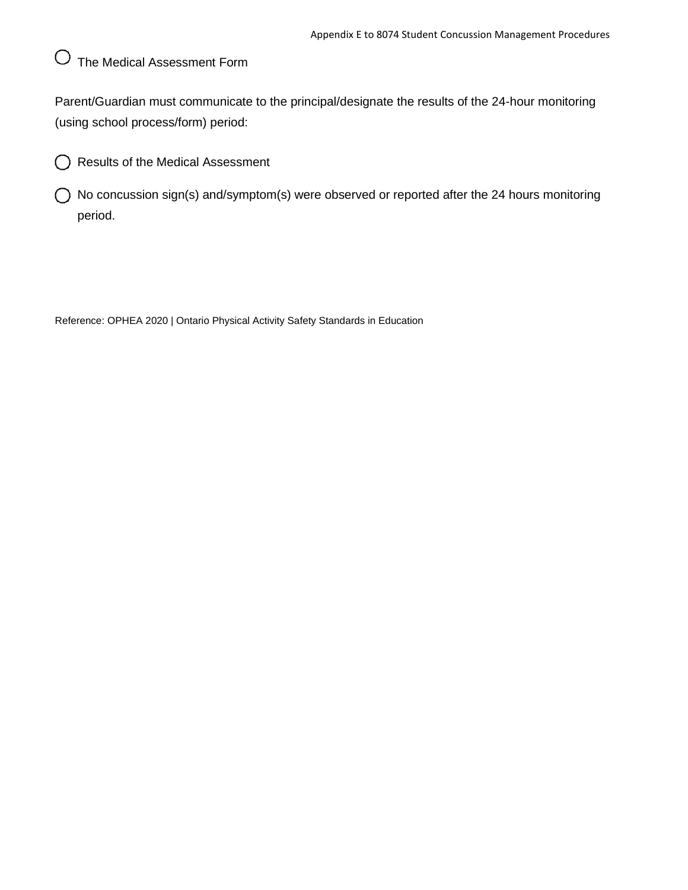- ○ The Medical Assessment Form

Parent/Guardian must communicate to the principal/designate the results of the 24-hour monitoring (using school process/form) period:

- ○ Results of the Medical Assessment
- ○ No concussion sign(s) and/symptom(s) were observed or reported after the 24 hours monitoring period.

Reference: OPHEA 2020 | Ontario Physical Activity Safety Standards in Education